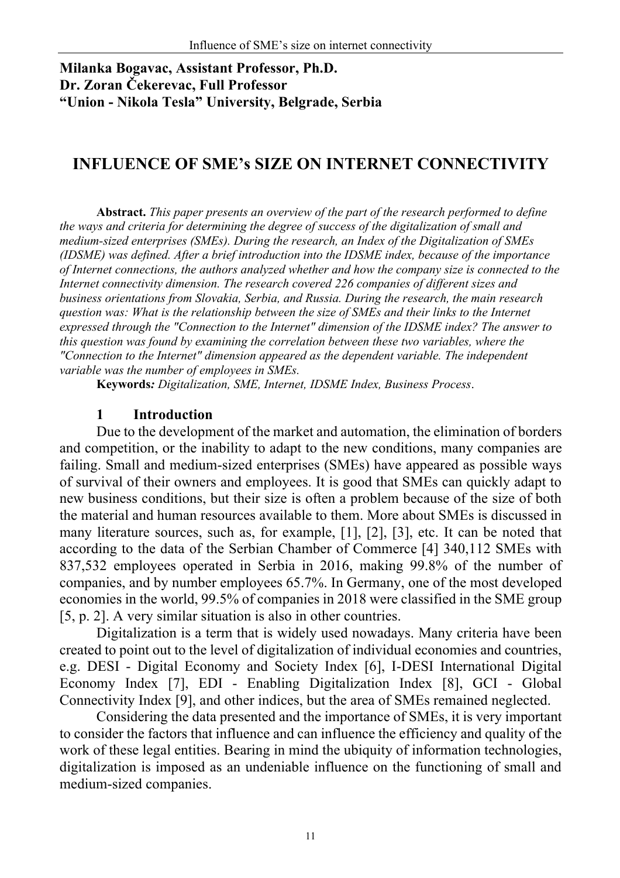**Milanka Bogavac, Assistant Professor, Ph.D.**
**Dr. Zoran Čekerevac, Full Professor**
**"Union - Nikola Tesla" University, Belgrade, Serbia**

# INFLUENCE OF SME's SIZE ON INTERNET CONNECTIVITY

**Abstract.** *This paper presents an overview of the part of the research performed to define the ways and criteria for determining the degree of success of the digitalization of small and medium-sized enterprises (SMEs). During the research, an Index of the Digitalization of SMEs (IDSME) was defined. After a brief introduction into the IDSME index, because of the importance of Internet connections, the authors analyzed whether and how the company size is connected to the Internet connectivity dimension. The research covered 226 companies of different sizes and business orientations from Slovakia, Serbia, and Russia. During the research, the main research question was: What is the relationship between the size of SMEs and their links to the Internet expressed through the "Connection to the Internet" dimension of the IDSME index? The answer to this question was found by examining the correlation between these two variables, where the "Connection to the Internet" dimension appeared as the dependent variable. The independent variable was the number of employees in SMEs.*

**Keywords***:* *Digitalization, SME, Internet, IDSME Index, Business Process*.

## 1 Introduction

Due to the development of the market and automation, the elimination of borders and competition, or the inability to adapt to the new conditions, many companies are failing. Small and medium-sized enterprises (SMEs) have appeared as possible ways of survival of their owners and employees. It is good that SMEs can quickly adapt to new business conditions, but their size is often a problem because of the size of both the material and human resources available to them. More about SMEs is discussed in many literature sources, such as, for example, [1], [2], [3], etc. It can be noted that according to the data of the Serbian Chamber of Commerce [4] 340,112 SMEs with 837,532 employees operated in Serbia in 2016, making 99.8% of the number of companies, and by number employees 65.7%. In Germany, one of the most developed economies in the world, 99.5% of companies in 2018 were classified in the SME group [5, p. 2]. A very similar situation is also in other countries.

Digitalization is a term that is widely used nowadays. Many criteria have been created to point out to the level of digitalization of individual economies and countries, e.g. DESI - Digital Economy and Society Index [6], I-DESI International Digital Economy Index [7], EDI - Enabling Digitalization Index [8], GCI - Global Connectivity Index [9], and other indices, but the area of SMEs remained neglected.

Considering the data presented and the importance of SMEs, it is very important to consider the factors that influence and can influence the efficiency and quality of the work of these legal entities. Bearing in mind the ubiquity of information technologies, digitalization is imposed as an undeniable influence on the functioning of small and medium-sized companies.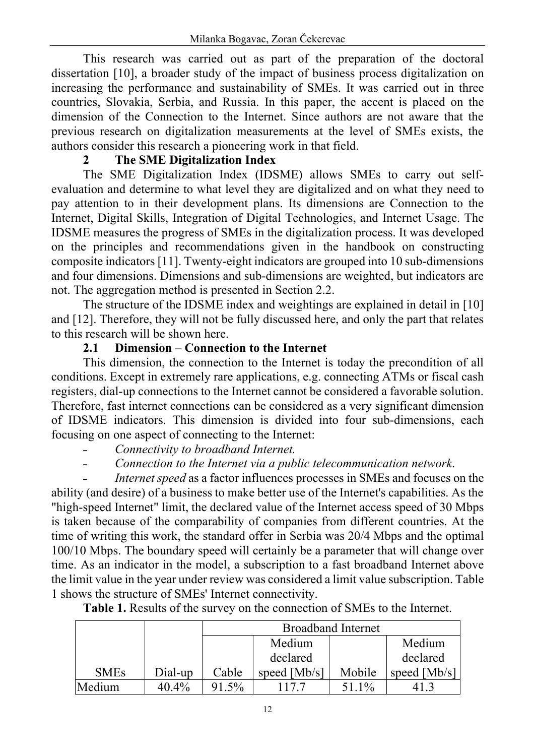This research was carried out as part of the preparation of the doctoral dissertation [10], a broader study of the impact of business process digitalization on increasing the performance and sustainability of SMEs. It was carried out in three countries, Slovakia, Serbia, and Russia. In this paper, the accent is placed on the dimension of the Connection to the Internet. Since authors are not aware that the previous research on digitalization measurements at the level of SMEs exists, the authors consider this research a pioneering work in that field.

## 2 The SME Digitalization Index

The SME Digitalization Index (IDSME) allows SMEs to carry out self-evaluation and determine to what level they are digitalized and on what they need to pay attention to in their development plans. Its dimensions are Connection to the Internet, Digital Skills, Integration of Digital Technologies, and Internet Usage. The IDSME measures the progress of SMEs in the digitalization process. It was developed on the principles and recommendations given in the handbook on constructing composite indicators [11]. Twenty-eight indicators are grouped into 10 sub-dimensions and four dimensions. Dimensions and sub-dimensions are weighted, but indicators are not. The aggregation method is presented in Section 2.2.

The structure of the IDSME index and weightings are explained in detail in [10] and [12]. Therefore, they will not be fully discussed here, and only the part that relates to this research will be shown here.

### 2.1 Dimension – Connection to the Internet

This dimension, the connection to the Internet is today the precondition of all conditions. Except in extremely rare applications, e.g. connecting ATMs or fiscal cash registers, dial-up connections to the Internet cannot be considered a favorable solution. Therefore, fast internet connections can be considered as a very significant dimension of IDSME indicators. This dimension is divided into four sub-dimensions, each focusing on one aspect of connecting to the Internet:

- *Connectivity to broadband Internet.*
- *Connection to the Internet via a public telecommunication network*.
- *Internet speed* as a factor influences processes in SMEs and focuses on the ability (and desire) of a business to make better use of the Internet's capabilities. As the "high-speed Internet" limit, the declared value of the Internet access speed of 30 Mbps is taken because of the comparability of companies from different countries. At the time of writing this work, the standard offer in Serbia was 20/4 Mbps and the optimal 100/10 Mbps. The boundary speed will certainly be a parameter that will change over time. As an indicator in the model, a subscription to a fast broadband Internet above the limit value in the year under review was considered a limit value subscription. Table 1 shows the structure of SMEs' Internet connectivity.

**Table 1.** Results of the survey on the connection of SMEs to the Internet.

| | | Broadband Internet | | | |
|---|---|---|---|---|---|
| SMEs | Dial-up | Cable | Medium declared speed [Mb/s] | Mobile | Medium declared speed [Mb/s] |
| Medium | 40.4% | 91.5% | 117.7 | 51.1% | 41.3 |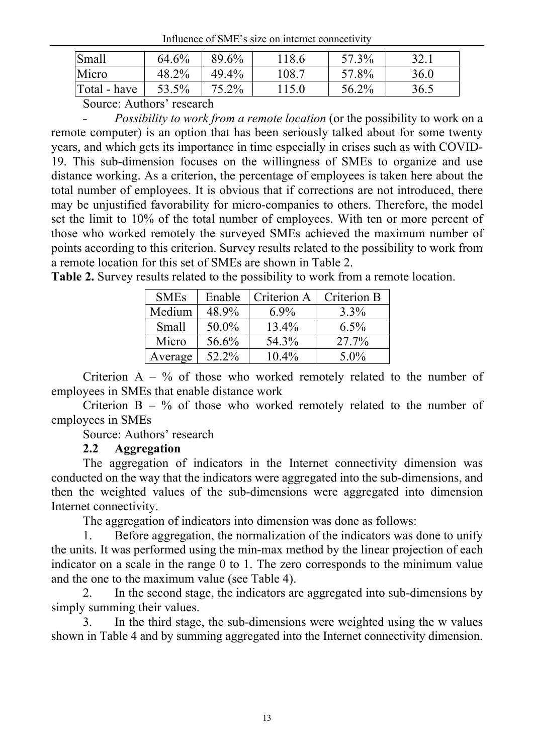| Small | 64.6% | 89.6% | 118.6 | 57.3% | 32.1 |
|---|---|---|---|---|---|
| Micro | 48.2% | 49.4% | 108.7 | 57.8% | 36.0 |
| Total - have | 53.5% | 75.2% | 115.0 | 56.2% | 36.5 |

Source: Authors' research

- *Possibility to work from a remote location* (or the possibility to work on a remote computer) is an option that has been seriously talked about for some twenty years, and which gets its importance in time especially in crises such as with COVID-19. This sub-dimension focuses on the willingness of SMEs to organize and use distance working. As a criterion, the percentage of employees is taken here about the total number of employees. It is obvious that if corrections are not introduced, there may be unjustified favorability for micro-companies to others. Therefore, the model set the limit to 10% of the total number of employees. With ten or more percent of those who worked remotely the surveyed SMEs achieved the maximum number of points according to this criterion. Survey results related to the possibility to work from a remote location for this set of SMEs are shown in Table 2.

**Table 2.** Survey results related to the possibility to work from a remote location.

| SMEs | Enable | Criterion A | Criterion B |
|---|---|---|---|
| Medium | 48.9% | 6.9% | 3.3% |
| Small | 50.0% | 13.4% | 6.5% |
| Micro | 56.6% | 54.3% | 27.7% |
| Average | 52.2% | 10.4% | 5.0% |

Criterion A – % of those who worked remotely related to the number of employees in SMEs that enable distance work

Criterion B – % of those who worked remotely related to the number of employees in SMEs

Source: Authors' research

### 2.2 Aggregation

The aggregation of indicators in the Internet connectivity dimension was conducted on the way that the indicators were aggregated into the sub-dimensions, and then the weighted values of the sub-dimensions were aggregated into dimension Internet connectivity.

The aggregation of indicators into dimension was done as follows:

1. Before aggregation, the normalization of the indicators was done to unify the units. It was performed using the min-max method by the linear projection of each indicator on a scale in the range 0 to 1. The zero corresponds to the minimum value and the one to the maximum value (see Table 4).
2. In the second stage, the indicators are aggregated into sub-dimensions by simply summing their values.
3. In the third stage, the sub-dimensions were weighted using the w values shown in Table 4 and by summing aggregated into the Internet connectivity dimension.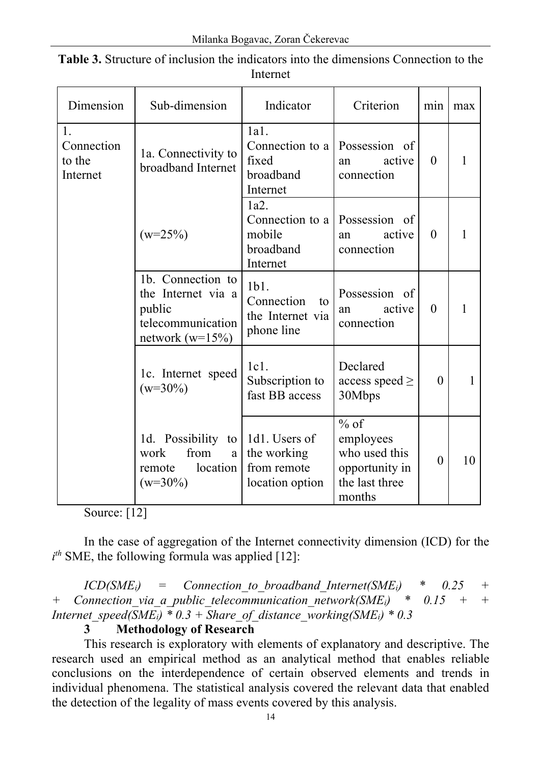**Table 3.** Structure of inclusion the indicators into the dimensions Connection to the Internet

| Dimension | Sub-dimension | Indicator | Criterion | min | max |
|---|---|---|---|---|---|
| 1. Connection to the Internet | 1a. Connectivity to broadband Internet (w=25%) | 1a1. Connection to a fixed broadband Internet | Possession of an active connection | 0 | 1 |
| | | 1a2. Connection to a mobile broadband Internet | Possession of an active connection | 0 | 1 |
| | 1b. Connection to the Internet via a public telecommunication network (w=15%) | 1b1. Connection to the Internet via phone line | Possession of an active connection | 0 | 1 |
| | 1c. Internet speed (w=30%) | 1c1. Subscription to fast BB access | Declared access speed ≥ 30Mbps | 0 | 1 |
| | 1d. Possibility to work from a remote location (w=30%) | 1d1. Users of the working from remote location option | % of employees who used this opportunity in the last three months | 0 | 10 |

Source: [12]

In the case of aggregation of the Internet connectivity dimension (ICD) for the $i^{th}$ SME, the following formula was applied [12]:

$$ICD(SME_i) = Connection\_to\_broadband\_Internet(SME_i) * 0.25 + Connection\_via\_a\_public\_telecommunication\_network(SME_i) * 0.15 + Internet\_speed(SME_i) * 0.3 + Share\_of\_distance\_working(SME_i) * 0.3$$

## 3 Methodology of Research

This research is exploratory with elements of explanatory and descriptive. The research used an empirical method as an analytical method that enables reliable conclusions on the interdependence of certain observed elements and trends in individual phenomena. The statistical analysis covered the relevant data that enabled the detection of the legality of mass events covered by this analysis.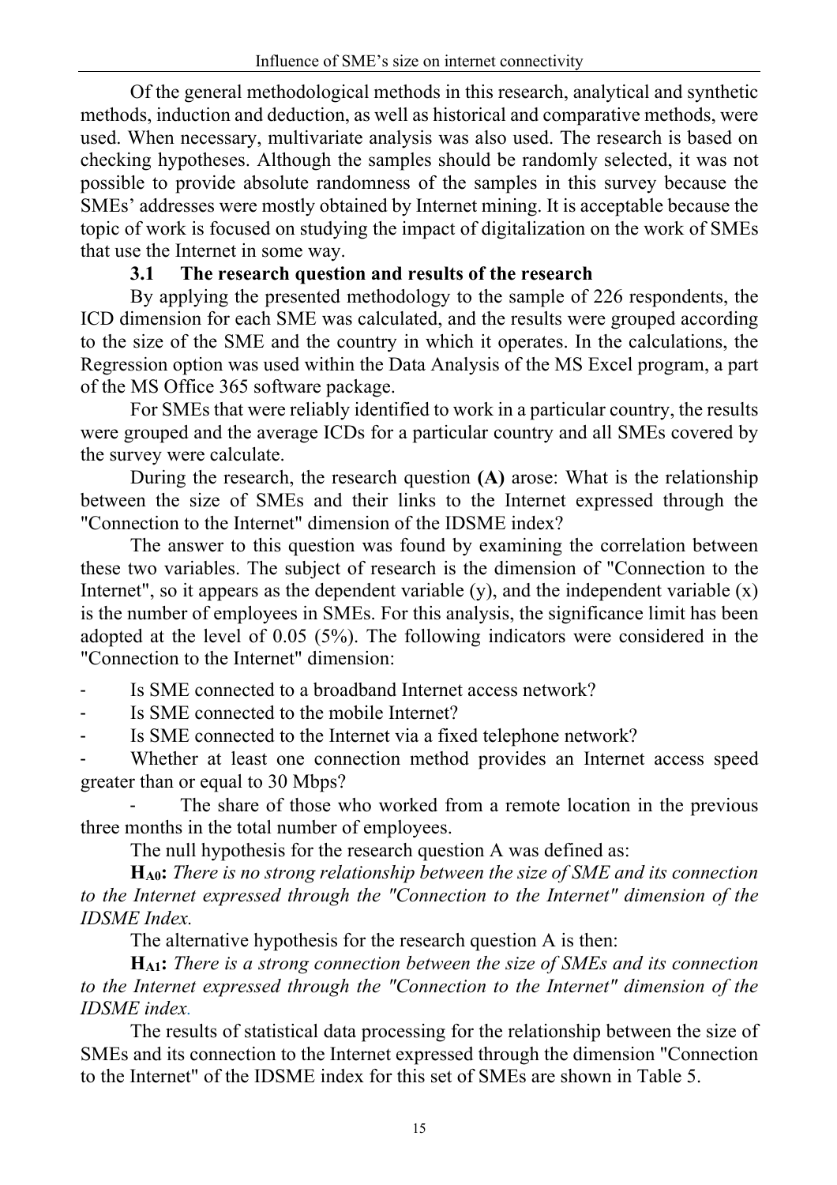Of the general methodological methods in this research, analytical and synthetic methods, induction and deduction, as well as historical and comparative methods, were used. When necessary, multivariate analysis was also used. The research is based on checking hypotheses. Although the samples should be randomly selected, it was not possible to provide absolute randomness of the samples in this survey because the SMEs' addresses were mostly obtained by Internet mining. It is acceptable because the topic of work is focused on studying the impact of digitalization on the work of SMEs that use the Internet in some way.

### 3.1 The research question and results of the research

By applying the presented methodology to the sample of 226 respondents, the ICD dimension for each SME was calculated, and the results were grouped according to the size of the SME and the country in which it operates. In the calculations, the Regression option was used within the Data Analysis of the MS Excel program, a part of the MS Office 365 software package.

For SMEs that were reliably identified to work in a particular country, the results were grouped and the average ICDs for a particular country and all SMEs covered by the survey were calculate.

During the research, the research question **(A)** arose: What is the relationship between the size of SMEs and their links to the Internet expressed through the "Connection to the Internet" dimension of the IDSME index?

The answer to this question was found by examining the correlation between these two variables. The subject of research is the dimension of "Connection to the Internet", so it appears as the dependent variable (y), and the independent variable (x) is the number of employees in SMEs. For this analysis, the significance limit has been adopted at the level of 0.05 (5%). The following indicators were considered in the "Connection to the Internet" dimension:

- Is SME connected to a broadband Internet access network?
- Is SME connected to the mobile Internet?
- Is SME connected to the Internet via a fixed telephone network?
- Whether at least one connection method provides an Internet access speed greater than or equal to 30 Mbps?
- The share of those who worked from a remote location in the previous three months in the total number of employees.

The null hypothesis for the research question A was defined as:

**$H_{A0}$:** *There is no strong relationship between the size of SME and its connection to the Internet expressed through the "Connection to the Internet" dimension of the IDSME Index.*

The alternative hypothesis for the research question A is then:

**$H_{A1}$:** *There is a strong connection between the size of SMEs and its connection to the Internet expressed through the "Connection to the Internet" dimension of the IDSME index.*

The results of statistical data processing for the relationship between the size of SMEs and its connection to the Internet expressed through the dimension "Connection to the Internet" of the IDSME index for this set of SMEs are shown in Table 5.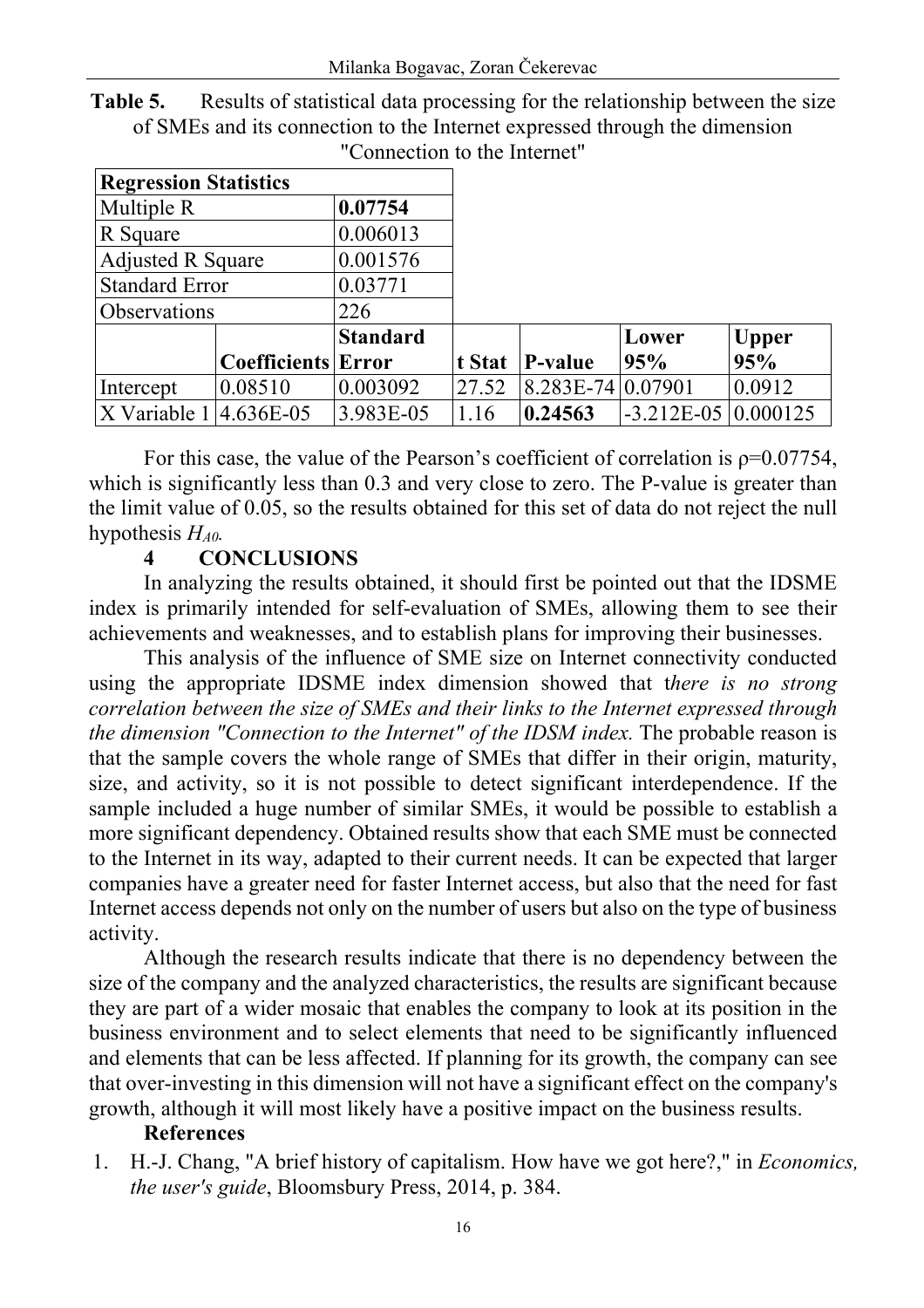**Table 5.** Results of statistical data processing for the relationship between the size of SMEs and its connection to the Internet expressed through the dimension "Connection to the Internet"

| Regression Statistics | | | | | | |
|---|---|---|---|---|---|---|
| Multiple R | | **0.07754** | | | | |
| R Square | | 0.006013 | | | | |
| Adjusted R Square | | 0.001576 | | | | |
| Standard Error | | 0.03771 | | | | |
| Observations | | 226 | | | | |
| | **Coefficients** | **Standard Error** | **t Stat** | **P-value** | **Lower 95%** | **Upper 95%** |
| Intercept | 0.08510 | 0.003092 | 27.52 | 8.283E-74 | 0.07901 | 0.0912 |
| X Variable 1 | 4.636E-05 | 3.983E-05 | 1.16 | **0.24563** | -3.212E-05 | 0.000125 |

For this case, the value of the Pearson's coefficient of correlation is $\rho=0.07754$, which is significantly less than 0.3 and very close to zero. The P-value is greater than the limit value of 0.05, so the results obtained for this set of data do not reject the null hypothesis $H_{A0}$.

## 4 CONCLUSIONS

In analyzing the results obtained, it should first be pointed out that the IDSME index is primarily intended for self-evaluation of SMEs, allowing them to see their achievements and weaknesses, and to establish plans for improving their businesses.

This analysis of the influence of SME size on Internet connectivity conducted using the appropriate IDSME index dimension showed that t*here is no strong correlation between the size of SMEs and their links to the Internet expressed through the dimension "Connection to the Internet" of the IDSM index.* The probable reason is that the sample covers the whole range of SMEs that differ in their origin, maturity, size, and activity, so it is not possible to detect significant interdependence. If the sample included a huge number of similar SMEs, it would be possible to establish a more significant dependency. Obtained results show that each SME must be connected to the Internet in its way, adapted to their current needs. It can be expected that larger companies have a greater need for faster Internet access, but also that the need for fast Internet access depends not only on the number of users but also on the type of business activity.

Although the research results indicate that there is no dependency between the size of the company and the analyzed characteristics, the results are significant because they are part of a wider mosaic that enables the company to look at its position in the business environment and to select elements that need to be significantly influenced and elements that can be less affected. If planning for its growth, the company can see that over-investing in this dimension will not have a significant effect on the company's growth, although it will most likely have a positive impact on the business results.

## References

1. H.-J. Chang, "A brief history of capitalism. How have we got here?," in *Economics, the user's guide*, Bloomsbury Press, 2014, p. 384.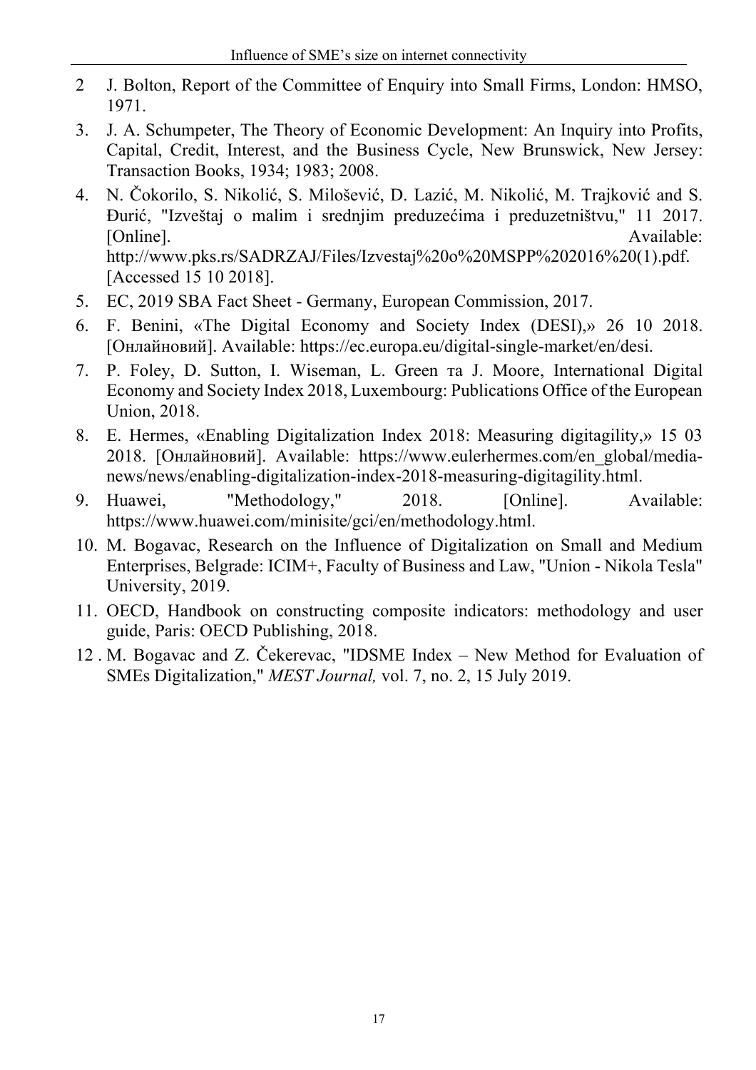2 J. Bolton, Report of the Committee of Enquiry into Small Firms, London: HMSO, 1971.

3. J. A. Schumpeter, The Theory of Economic Development: An Inquiry into Profits, Capital, Credit, Interest, and the Business Cycle, New Brunswick, New Jersey: Transaction Books, 1934; 1983; 2008.

4. N. Čokorilo, S. Nikolić, S. Milošević, D. Lazić, M. Nikolić, M. Trajković and S. Đurić, "Izveštaj o malim i srednjim preduzećima i preduzetništvu," 11 2017. [Online]. Available: http://www.pks.rs/SADRZAJ/Files/Izvestaj%20o%20MSPP%202016%20(1).pdf. [Accessed 15 10 2018].

5. EC, 2019 SBA Fact Sheet - Germany, European Commission, 2017.

6. F. Benini, «The Digital Economy and Society Index (DESI),» 26 10 2018. [Онлайновий]. Available: https://ec.europa.eu/digital-single-market/en/desi.

7. P. Foley, D. Sutton, I. Wiseman, L. Green та J. Moore, International Digital Economy and Society Index 2018, Luxembourg: Publications Office of the European Union, 2018.

8. E. Hermes, «Enabling Digitalization Index 2018: Measuring digitagility,» 15 03 2018. [Онлайновий]. Available: https://www.eulerhermes.com/en_global/media-news/news/enabling-digitalization-index-2018-measuring-digitagility.html.

9. Huawei, "Methodology," 2018. [Online]. Available: https://www.huawei.com/minisite/gci/en/methodology.html.

10. M. Bogavac, Research on the Influence of Digitalization on Small and Medium Enterprises, Belgrade: ICIM+, Faculty of Business and Law, "Union - Nikola Tesla" University, 2019.

11. OECD, Handbook on constructing composite indicators: methodology and user guide, Paris: OECD Publishing, 2018.

12 . M. Bogavac and Z. Čekerevac, "IDSME Index – New Method for Evaluation of SMEs Digitalization," *MEST Journal,* vol. 7, no. 2, 15 July 2019.